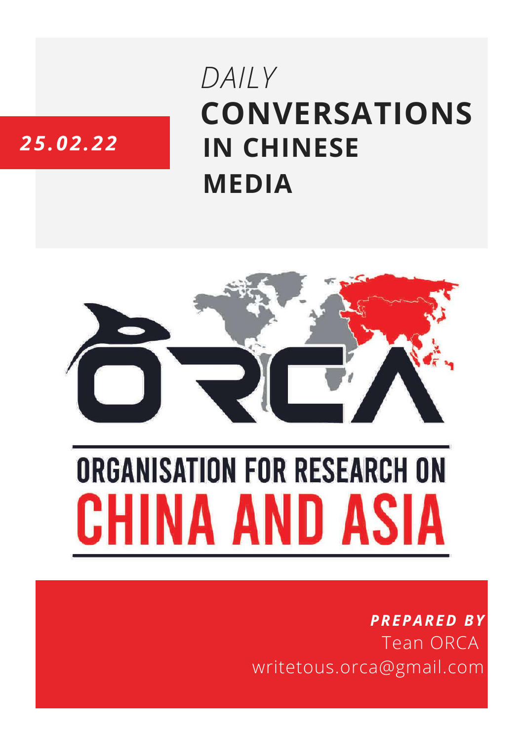*25.02.22*

# *DAILY* **CONVERSATIONS IN CHINESE MEDIA**

ORGANISATION FOR RESEARCH ON CHINA AND ASIA

***PREPARED BY***
Tean ORCA
writetous.orca@gmail.com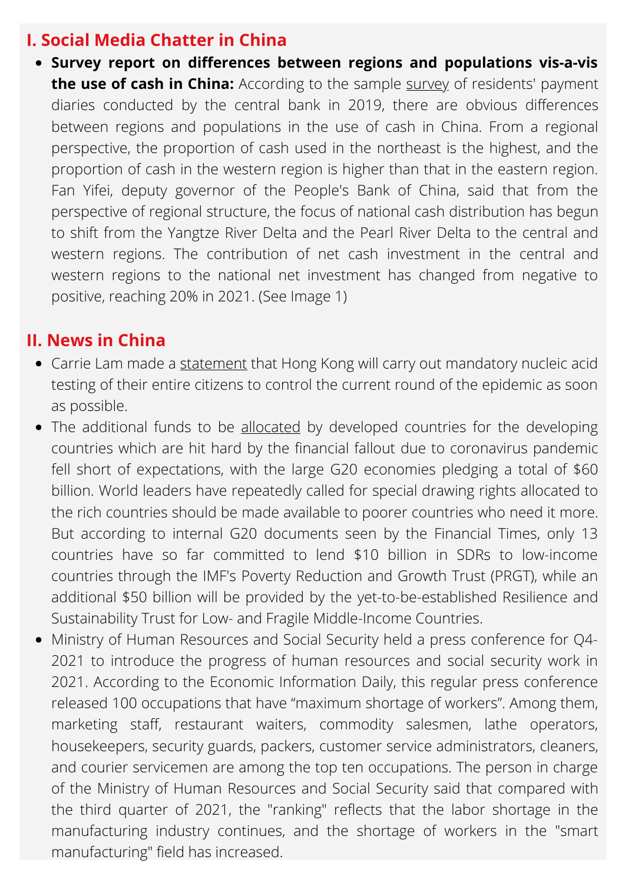## I. Social Media Chatter in China

- **Survey report on differences between regions and populations vis-a-vis the use of cash in China:** According to the sample survey of residents' payment diaries conducted by the central bank in 2019, there are obvious differences between regions and populations in the use of cash in China. From a regional perspective, the proportion of cash used in the northeast is the highest, and the proportion of cash in the western region is higher than that in the eastern region. Fan Yifei, deputy governor of the People's Bank of China, said that from the perspective of regional structure, the focus of national cash distribution has begun to shift from the Yangtze River Delta and the Pearl River Delta to the central and western regions. The contribution of net cash investment in the central and western regions to the national net investment has changed from negative to positive, reaching 20% in 2021. (See Image 1)

## II. News in China

- Carrie Lam made a statement that Hong Kong will carry out mandatory nucleic acid testing of their entire citizens to control the current round of the epidemic as soon as possible.
- The additional funds to be allocated by developed countries for the developing countries which are hit hard by the financial fallout due to coronavirus pandemic fell short of expectations, with the large G20 economies pledging a total of $60 billion. World leaders have repeatedly called for special drawing rights allocated to the rich countries should be made available to poorer countries who need it more. But according to internal G20 documents seen by the Financial Times, only 13 countries have so far committed to lend $10 billion in SDRs to low-income countries through the IMF's Poverty Reduction and Growth Trust (PRGT), while an additional $50 billion will be provided by the yet-to-be-established Resilience and Sustainability Trust for Low- and Fragile Middle-Income Countries.
- Ministry of Human Resources and Social Security held a press conference for Q4-2021 to introduce the progress of human resources and social security work in 2021. According to the Economic Information Daily, this regular press conference released 100 occupations that have "maximum shortage of workers". Among them, marketing staff, restaurant waiters, commodity salesmen, lathe operators, housekeepers, security guards, packers, customer service administrators, cleaners, and courier servicemen are among the top ten occupations. The person in charge of the Ministry of Human Resources and Social Security said that compared with the third quarter of 2021, the "ranking" reflects that the labor shortage in the manufacturing industry continues, and the shortage of workers in the "smart manufacturing" field has increased.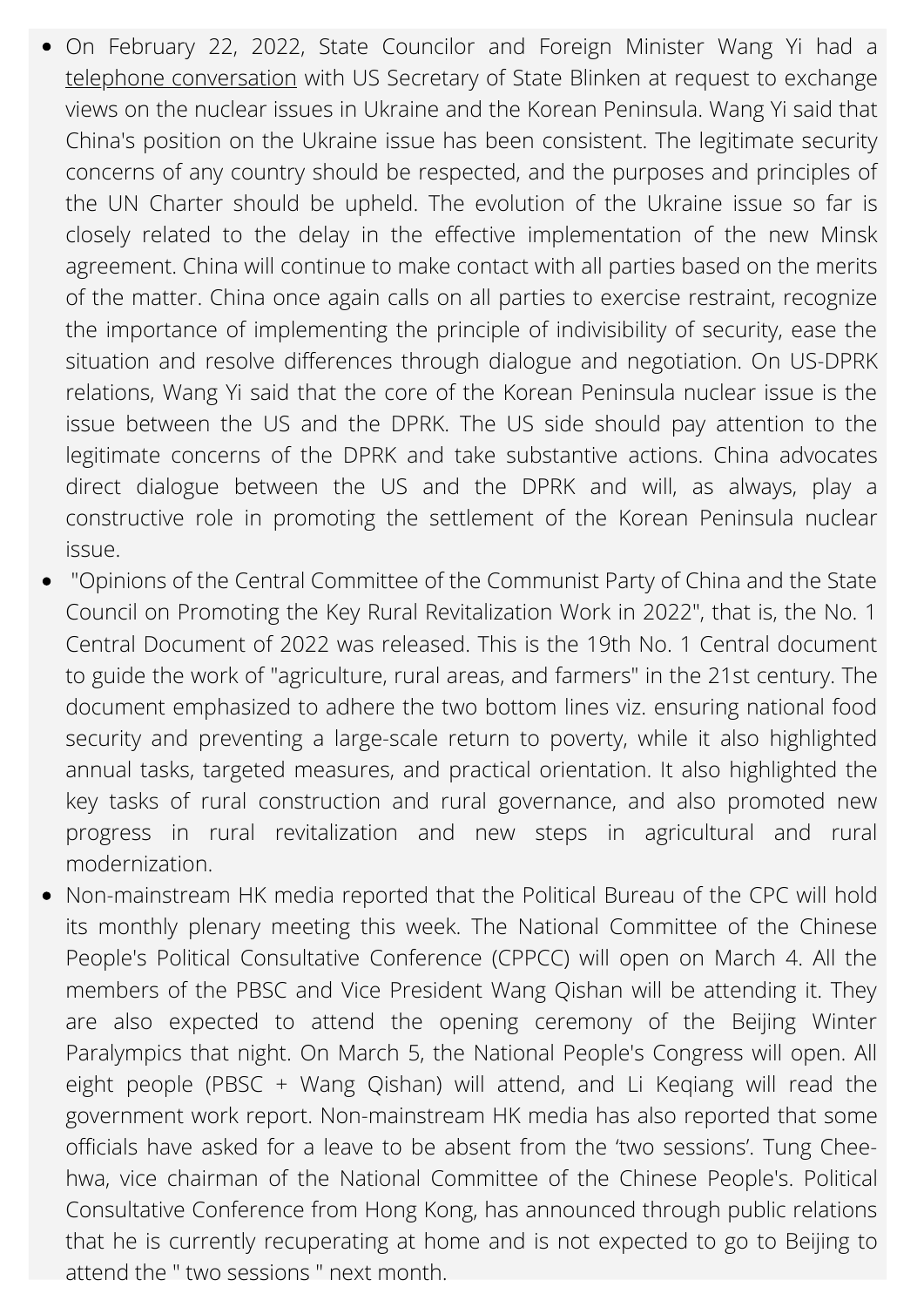- On February 22, 2022, State Councilor and Foreign Minister Wang Yi had a telephone conversation with US Secretary of State Blinken at request to exchange views on the nuclear issues in Ukraine and the Korean Peninsula. Wang Yi said that China's position on the Ukraine issue has been consistent. The legitimate security concerns of any country should be respected, and the purposes and principles of the UN Charter should be upheld. The evolution of the Ukraine issue so far is closely related to the delay in the effective implementation of the new Minsk agreement. China will continue to make contact with all parties based on the merits of the matter. China once again calls on all parties to exercise restraint, recognize the importance of implementing the principle of indivisibility of security, ease the situation and resolve differences through dialogue and negotiation. On US-DPRK relations, Wang Yi said that the core of the Korean Peninsula nuclear issue is the issue between the US and the DPRK. The US side should pay attention to the legitimate concerns of the DPRK and take substantive actions. China advocates direct dialogue between the US and the DPRK and will, as always, play a constructive role in promoting the settlement of the Korean Peninsula nuclear issue.
- "Opinions of the Central Committee of the Communist Party of China and the State Council on Promoting the Key Rural Revitalization Work in 2022", that is, the No. 1 Central Document of 2022 was released. This is the 19th No. 1 Central document to guide the work of "agriculture, rural areas, and farmers" in the 21st century. The document emphasized to adhere the two bottom lines viz. ensuring national food security and preventing a large-scale return to poverty, while it also highlighted annual tasks, targeted measures, and practical orientation. It also highlighted the key tasks of rural construction and rural governance, and also promoted new progress in rural revitalization and new steps in agricultural and rural modernization.
- Non-mainstream HK media reported that the Political Bureau of the CPC will hold its monthly plenary meeting this week. The National Committee of the Chinese People's Political Consultative Conference (CPPCC) will open on March 4. All the members of the PBSC and Vice President Wang Qishan will be attending it. They are also expected to attend the opening ceremony of the Beijing Winter Paralympics that night. On March 5, the National People's Congress will open. All eight people (PBSC + Wang Qishan) will attend, and Li Keqiang will read the government work report. Non-mainstream HK media has also reported that some officials have asked for a leave to be absent from the 'two sessions'. Tung Chee-hwa, vice chairman of the National Committee of the Chinese People's. Political Consultative Conference from Hong Kong, has announced through public relations that he is currently recuperating at home and is not expected to go to Beijing to attend the " two sessions " next month.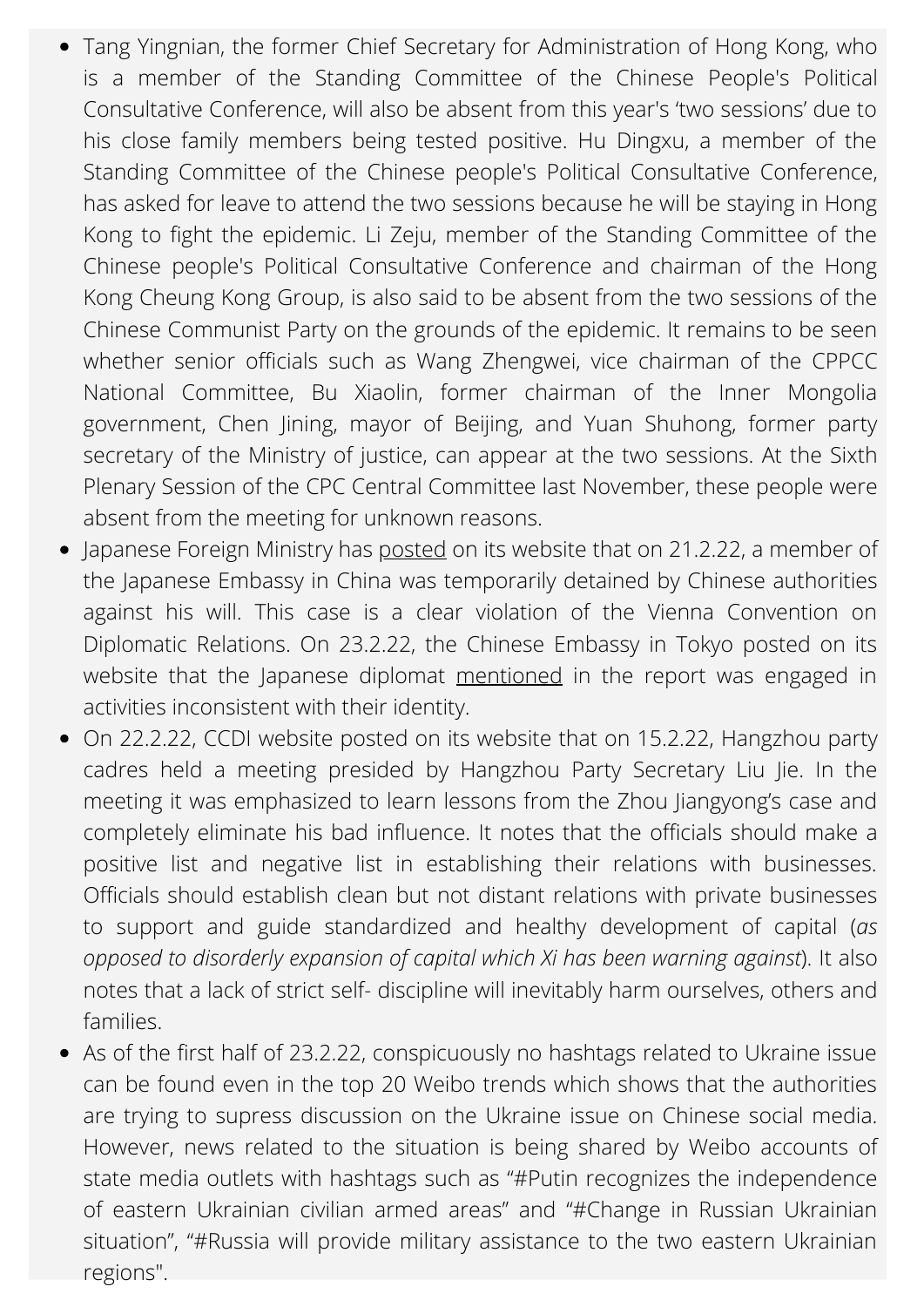- Tang Yingnian, the former Chief Secretary for Administration of Hong Kong, who is a member of the Standing Committee of the Chinese People's Political Consultative Conference, will also be absent from this year's 'two sessions' due to his close family members being tested positive. Hu Dingxu, a member of the Standing Committee of the Chinese people's Political Consultative Conference, has asked for leave to attend the two sessions because he will be staying in Hong Kong to fight the epidemic. Li Zeju, member of the Standing Committee of the Chinese people's Political Consultative Conference and chairman of the Hong Kong Cheung Kong Group, is also said to be absent from the two sessions of the Chinese Communist Party on the grounds of the epidemic. It remains to be seen whether senior officials such as Wang Zhengwei, vice chairman of the CPPCC National Committee, Bu Xiaolin, former chairman of the Inner Mongolia government, Chen Jining, mayor of Beijing, and Yuan Shuhong, former party secretary of the Ministry of justice, can appear at the two sessions. At the Sixth Plenary Session of the CPC Central Committee last November, these people were absent from the meeting for unknown reasons.
- Japanese Foreign Ministry has posted on its website that on 21.2.22, a member of the Japanese Embassy in China was temporarily detained by Chinese authorities against his will. This case is a clear violation of the Vienna Convention on Diplomatic Relations. On 23.2.22, the Chinese Embassy in Tokyo posted on its website that the Japanese diplomat mentioned in the report was engaged in activities inconsistent with their identity.
- On 22.2.22, CCDI website posted on its website that on 15.2.22, Hangzhou party cadres held a meeting presided by Hangzhou Party Secretary Liu Jie. In the meeting it was emphasized to learn lessons from the Zhou Jiangyong's case and completely eliminate his bad influence. It notes that the officials should make a positive list and negative list in establishing their relations with businesses. Officials should establish clean but not distant relations with private businesses to support and guide standardized and healthy development of capital (*as opposed to disorderly expansion of capital which Xi has been warning against*). It also notes that a lack of strict self- discipline will inevitably harm ourselves, others and families.
- As of the first half of 23.2.22, conspicuously no hashtags related to Ukraine issue can be found even in the top 20 Weibo trends which shows that the authorities are trying to supress discussion on the Ukraine issue on Chinese social media. However, news related to the situation is being shared by Weibo accounts of state media outlets with hashtags such as "#Putin recognizes the independence of eastern Ukrainian civilian armed areas" and "#Change in Russian Ukrainian situation", "#Russia will provide military assistance to the two eastern Ukrainian regions".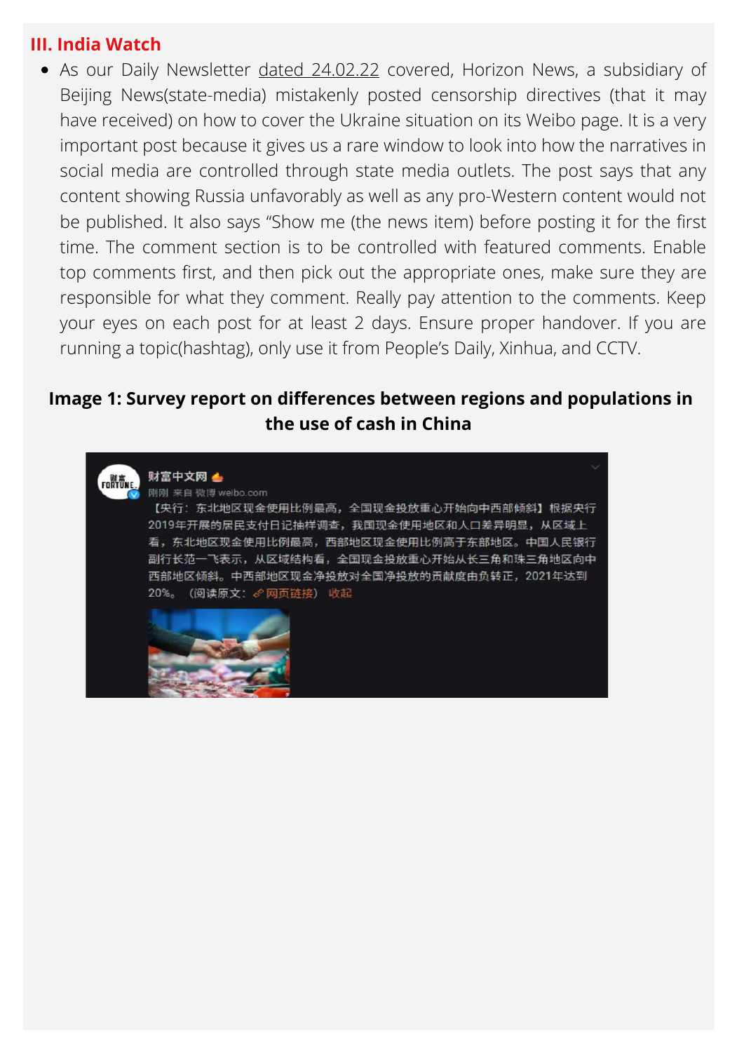## III. India Watch

- As our Daily Newsletter dated 24.02.22 covered, Horizon News, a subsidiary of Beijing News(state-media) mistakenly posted censorship directives (that it may have received) on how to cover the Ukraine situation on its Weibo page. It is a very important post because it gives us a rare window to look into how the narratives in social media are controlled through state media outlets. The post says that any content showing Russia unfavorably as well as any pro-Western content would not be published. It also says "Show me (the news item) before posting it for the first time. The comment section is to be controlled with featured comments. Enable top comments first, and then pick out the appropriate ones, make sure they are responsible for what they comment. Really pay attention to the comments. Keep your eyes on each post for at least 2 days. Ensure proper handover. If you are running a topic(hashtag), only use it from People's Daily, Xinhua, and CCTV.

**Image 1: Survey report on differences between regions and populations in the use of cash in China**

财富中文网

刚刚 来自 微博 weibo.com

【央行：东北地区现金使用比例最高，全国现金投放重心开始向中西部倾斜】根据央行2019年开展的居民支付日记抽样调查，我国现金使用地区和人口差异明显，从区域上看，东北地区现金使用比例最高，西部地区现金使用比例高于东部地区。中国人民银行副行长范一飞表示，从区域结构看，全国现金投放重心开始从长三角和珠三角地区向中西部地区倾斜。中西部地区现金净投放对全国净投放的贡献度由负转正，2021年达到20%。（阅读原文：网页链接） 收起